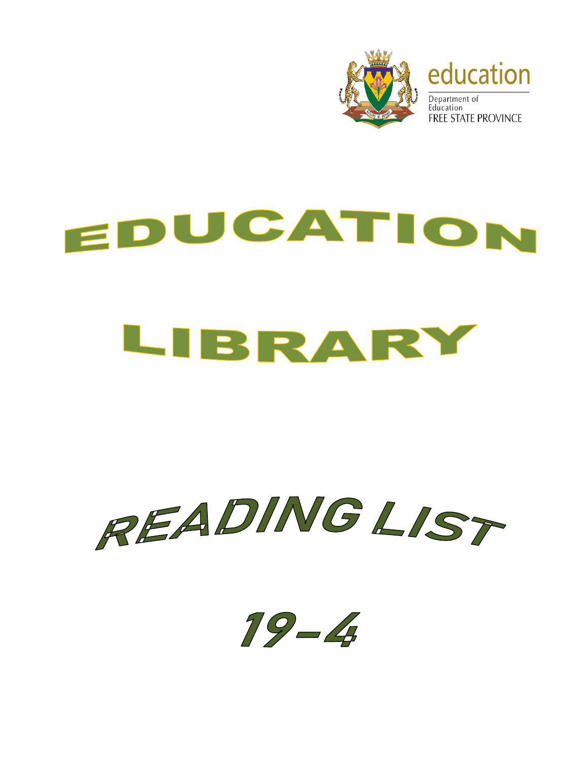education

Department of
Education
FREE STATE PROVINCE

# EDUCATION

# LIBRARY

# READING LIST

# 19-4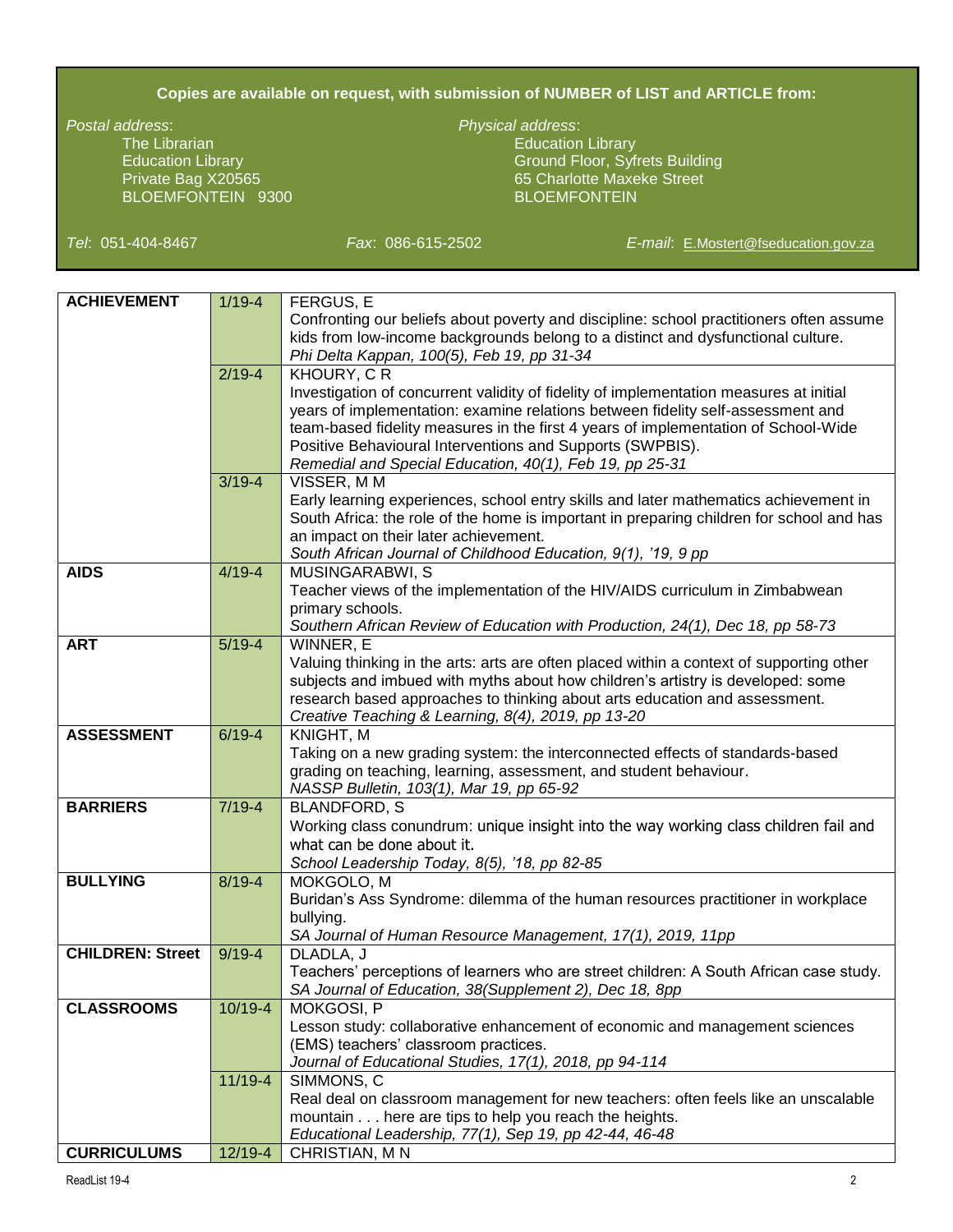**Copies are available on request, with submission of NUMBER of LIST and ARTICLE from:**

*Postal address*:
The Librarian
Education Library
Private Bag X20565
BLOEMFONTEIN 9300

*Physical address*:
Education Library
Ground Floor, Syfrets Building
65 Charlotte Maxeke Street
BLOEMFONTEIN

*Tel*: 051-404-8467 *Fax*: 086-615-2502 *E-mail*: E.Mostert@fseducation.gov.za

| | | |
|---|---|---|
| **ACHIEVEMENT** | 1/19-4 | FERGUS, E<br>Confronting our beliefs about poverty and discipline: school practitioners often assume kids from low-income backgrounds belong to a distinct and dysfunctional culture.<br>*Phi Delta Kappan, 100(5), Feb 19, pp 31-34* |
| | 2/19-4 | KHOURY, C R<br>Investigation of concurrent validity of fidelity of implementation measures at initial years of implementation: examine relations between fidelity self-assessment and team-based fidelity measures in the first 4 years of implementation of School-Wide Positive Behavioural Interventions and Supports (SWPBIS).<br>*Remedial and Special Education, 40(1), Feb 19, pp 25-31* |
| | 3/19-4 | VISSER, M M<br>Early learning experiences, school entry skills and later mathematics achievement in South Africa: the role of the home is important in preparing children for school and has an impact on their later achievement.<br>*South African Journal of Childhood Education, 9(1), '19, 9 pp* |
| **AIDS** | 4/19-4 | MUSINGARABWI, S<br>Teacher views of the implementation of the HIV/AIDS curriculum in Zimbabwean primary schools.<br>*Southern African Review of Education with Production, 24(1), Dec 18, pp 58-73* |
| **ART** | 5/19-4 | WINNER, E<br>Valuing thinking in the arts: arts are often placed within a context of supporting other subjects and imbued with myths about how children's artistry is developed: some research based approaches to thinking about arts education and assessment.<br>*Creative Teaching & Learning, 8(4), 2019, pp 13-20* |
| **ASSESSMENT** | 6/19-4 | KNIGHT, M<br>Taking on a new grading system: the interconnected effects of standards-based grading on teaching, learning, assessment, and student behaviour.<br>*NASSP Bulletin, 103(1), Mar 19, pp 65-92* |
| **BARRIERS** | 7/19-4 | BLANDFORD, S<br>Working class conundrum: unique insight into the way working class children fail and what can be done about it.<br>*School Leadership Today, 8(5), '18, pp 82-85* |
| **BULLYING** | 8/19-4 | MOKGOLO, M<br>Buridan's Ass Syndrome: dilemma of the human resources practitioner in workplace bullying.<br>*SA Journal of Human Resource Management, 17(1), 2019, 11pp* |
| **CHILDREN: Street** | 9/19-4 | DLADLA, J<br>Teachers' perceptions of learners who are street children: A South African case study.<br>*SA Journal of Education, 38(Supplement 2), Dec 18, 8pp* |
| **CLASSROOMS** | 10/19-4 | MOKGOSI, P<br>Lesson study: collaborative enhancement of economic and management sciences (EMS) teachers' classroom practices.<br>*Journal of Educational Studies, 17(1), 2018, pp 94-114* |
| | 11/19-4 | SIMMONS, C<br>Real deal on classroom management for new teachers: often feels like an unscalable mountain . . . here are tips to help you reach the heights.<br>*Educational Leadership, 77(1), Sep 19, pp 42-44, 46-48* |
| **CURRICULUMS** | 12/19-4 | CHRISTIAN, M N |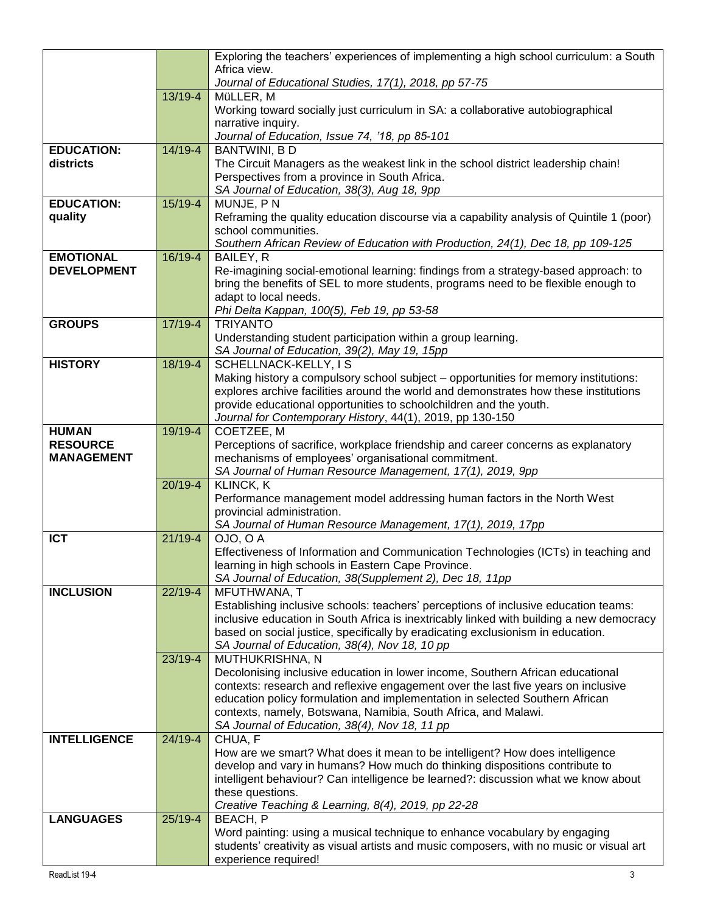| | | |
|---|---|---|
| | | Exploring the teachers' experiences of implementing a high school curriculum: a South Africa view.<br>*Journal of Educational Studies, 17(1), 2018, pp 57-75* |
| | 13/19-4 | MüLLER, M<br>Working toward socially just curriculum in SA: a collaborative autobiographical narrative inquiry.<br>*Journal of Education, Issue 74, '18, pp 85-101* |
| **EDUCATION: districts** | 14/19-4 | BANTWINI, B D<br>The Circuit Managers as the weakest link in the school district leadership chain! Perspectives from a province in South Africa.<br>*SA Journal of Education, 38(3), Aug 18, 9pp* |
| **EDUCATION: quality** | 15/19-4 | MUNJE, P N<br>Reframing the quality education discourse via a capability analysis of Quintile 1 (poor) school communities.<br>*Southern African Review of Education with Production, 24(1), Dec 18, pp 109-125* |
| **EMOTIONAL DEVELOPMENT** | 16/19-4 | BAILEY, R<br>Re-imagining social-emotional learning: findings from a strategy-based approach: to bring the benefits of SEL to more students, programs need to be flexible enough to adapt to local needs.<br>*Phi Delta Kappan, 100(5), Feb 19, pp 53-58* |
| **GROUPS** | 17/19-4 | TRIYANTO<br>Understanding student participation within a group learning.<br>*SA Journal of Education, 39(2), May 19, 15pp* |
| **HISTORY** | 18/19-4 | SCHELLNACK-KELLY, I S<br>Making history a compulsory school subject – opportunities for memory institutions: explores archive facilities around the world and demonstrates how these institutions provide educational opportunities to schoolchildren and the youth.<br>*Journal for Contemporary History*, 44(1), 2019, pp 130-150 |
| **HUMAN RESOURCE MANAGEMENT** | 19/19-4 | COETZEE, M<br>Perceptions of sacrifice, workplace friendship and career concerns as explanatory mechanisms of employees' organisational commitment.<br>*SA Journal of Human Resource Management, 17(1), 2019, 9pp* |
| | 20/19-4 | KLINCK, K<br>Performance management model addressing human factors in the North West provincial administration.<br>*SA Journal of Human Resource Management, 17(1), 2019, 17pp* |
| **ICT** | 21/19-4 | OJO, O A<br>Effectiveness of Information and Communication Technologies (ICTs) in teaching and learning in high schools in Eastern Cape Province.<br>*SA Journal of Education, 38(Supplement 2), Dec 18, 11pp* |
| **INCLUSION** | 22/19-4 | MFUTHWANA, T<br>Establishing inclusive schools: teachers' perceptions of inclusive education teams: inclusive education in South Africa is inextricably linked with building a new democracy based on social justice, specifically by eradicating exclusionism in education.<br>*SA Journal of Education, 38(4), Nov 18, 10 pp* |
| | 23/19-4 | MUTHUKRISHNA, N<br>Decolonising inclusive education in lower income, Southern African educational contexts: research and reflexive engagement over the last five years on inclusive education policy formulation and implementation in selected Southern African contexts, namely, Botswana, Namibia, South Africa, and Malawi.<br>*SA Journal of Education, 38(4), Nov 18, 11 pp* |
| **INTELLIGENCE** | 24/19-4 | CHUA, F<br>How are we smart? What does it mean to be intelligent? How does intelligence develop and vary in humans? How much do thinking dispositions contribute to intelligent behaviour? Can intelligence be learned?: discussion what we know about these questions.<br>*Creative Teaching & Learning, 8(4), 2019, pp 22-28* |
| **LANGUAGES** | 25/19-4 | BEACH, P<br>Word painting: using a musical technique to enhance vocabulary by engaging students' creativity as visual artists and music composers, with no music or visual art experience required! |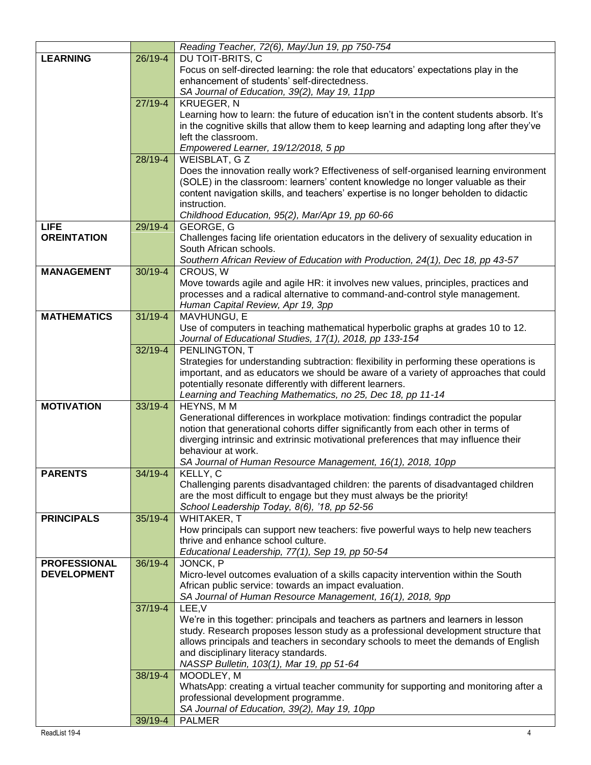| | | |
|---|---|---|
| | | *Reading Teacher, 72(6), May/Jun 19, pp 750-754* |
| **LEARNING** | 26/19-4 | DU TOIT-BRITS, C<br>Focus on self-directed learning: the role that educators' expectations play in the enhancement of students' self-directedness.<br>*SA Journal of Education, 39(2), May 19, 11pp* |
| | 27/19-4 | KRUEGER, N<br>Learning how to learn: the future of education isn't in the content students absorb. It's in the cognitive skills that allow them to keep learning and adapting long after they've left the classroom.<br>*Empowered Learner, 19/12/2018, 5 pp* |
| | 28/19-4 | WEISBLAT, G Z<br>Does the innovation really work? Effectiveness of self-organised learning environment (SOLE) in the classroom: learners' content knowledge no longer valuable as their content navigation skills, and teachers' expertise is no longer beholden to didactic instruction.<br>*Childhood Education, 95(2), Mar/Apr 19, pp 60-66* |
| **LIFE OREINTATION** | 29/19-4 | GEORGE, G<br>Challenges facing life orientation educators in the delivery of sexuality education in South African schools.<br>*Southern African Review of Education with Production, 24(1), Dec 18, pp 43-57* |
| **MANAGEMENT** | 30/19-4 | CROUS, W<br>Move towards agile and agile HR: it involves new values, principles, practices and processes and a radical alternative to command-and-control style management.<br>*Human Capital Review, Apr 19, 3pp* |
| **MATHEMATICS** | 31/19-4 | MAVHUNGU, E<br>Use of computers in teaching mathematical hyperbolic graphs at grades 10 to 12.<br>*Journal of Educational Studies, 17(1), 2018, pp 133-154* |
| | 32/19-4 | PENLINGTON, T<br>Strategies for understanding subtraction: flexibility in performing these operations is important, and as educators we should be aware of a variety of approaches that could potentially resonate differently with different learners.<br>*Learning and Teaching Mathematics, no 25, Dec 18, pp 11-14* |
| **MOTIVATION** | 33/19-4 | HEYNS, M M<br>Generational differences in workplace motivation: findings contradict the popular notion that generational cohorts differ significantly from each other in terms of diverging intrinsic and extrinsic motivational preferences that may influence their behaviour at work.<br>*SA Journal of Human Resource Management, 16(1), 2018, 10pp* |
| **PARENTS** | 34/19-4 | KELLY, C<br>Challenging parents disadvantaged children: the parents of disadvantaged children are the most difficult to engage but they must always be the priority!<br>*School Leadership Today, 8(6), '18, pp 52-56* |
| **PRINCIPALS** | 35/19-4 | WHITAKER, T<br>How principals can support new teachers: five powerful ways to help new teachers thrive and enhance school culture.<br>*Educational Leadership, 77(1), Sep 19, pp 50-54* |
| **PROFESSIONAL DEVELOPMENT** | 36/19-4 | JONCK, P<br>Micro-level outcomes evaluation of a skills capacity intervention within the South African public service: towards an impact evaluation.<br>*SA Journal of Human Resource Management, 16(1), 2018, 9pp* |
| | 37/19-4 | LEE,V<br>We're in this together: principals and teachers as partners and learners in lesson study. Research proposes lesson study as a professional development structure that allows principals and teachers in secondary schools to meet the demands of English and disciplinary literacy standards.<br>*NASSP Bulletin, 103(1), Mar 19, pp 51-64* |
| | 38/19-4 | MOODLEY, M<br>WhatsApp: creating a virtual teacher community for supporting and monitoring after a professional development programme.<br>*SA Journal of Education, 39(2), May 19, 10pp* |
| | 39/19-4 | PALMER |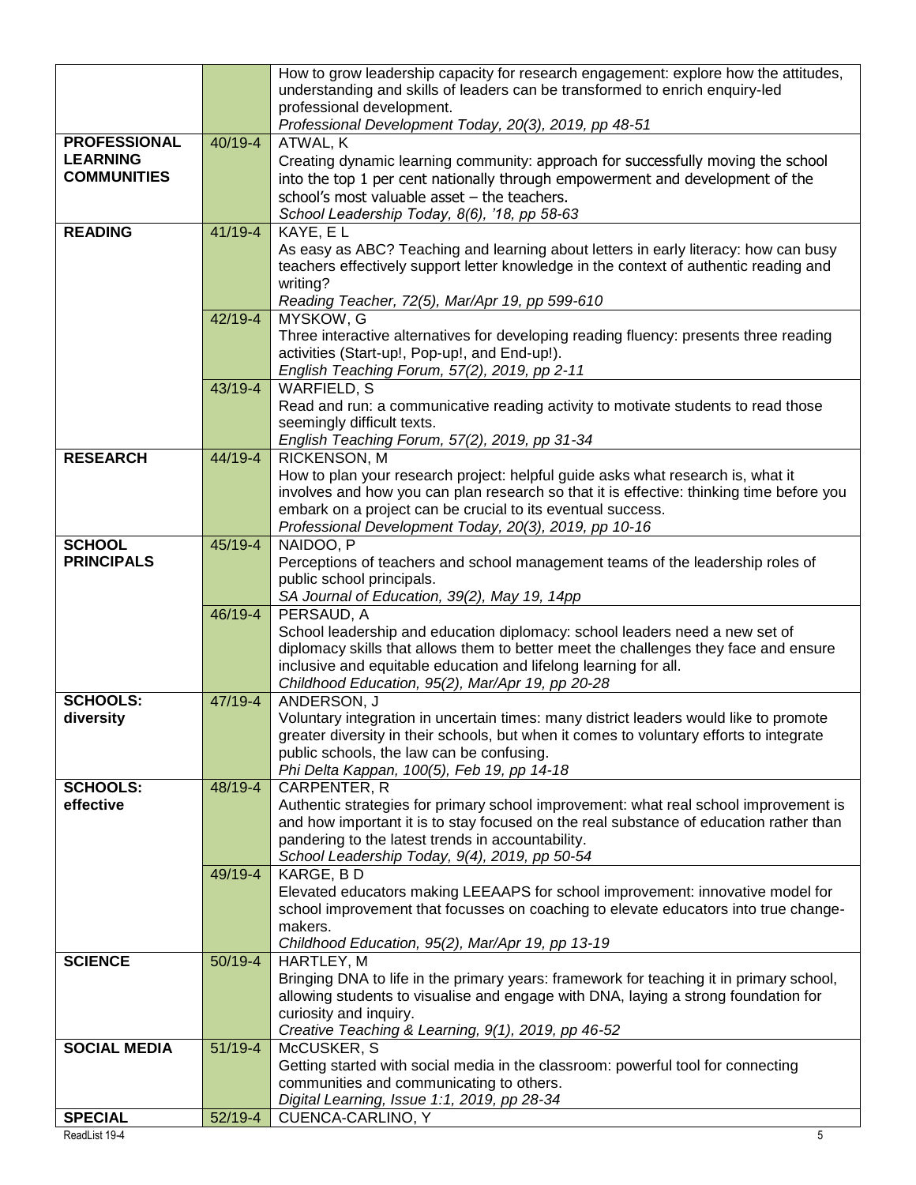| | | |
|---|---|---|
| | | How to grow leadership capacity for research engagement: explore how the attitudes, understanding and skills of leaders can be transformed to enrich enquiry-led professional development.<br>*Professional Development Today, 20(3), 2019, pp 48-51* |
| **PROFESSIONAL LEARNING COMMUNITIES** | 40/19-4 | ATWAL, K<br>Creating dynamic learning community: approach for successfully moving the school into the top 1 per cent nationally through empowerment and development of the school's most valuable asset – the teachers.<br>*School Leadership Today, 8(6), '18, pp 58-63* |
| **READING** | 41/19-4 | KAYE, E L<br>As easy as ABC? Teaching and learning about letters in early literacy: how can busy teachers effectively support letter knowledge in the context of authentic reading and writing?<br>*Reading Teacher, 72(5), Mar/Apr 19, pp 599-610* |
| | 42/19-4 | MYSKOW, G<br>Three interactive alternatives for developing reading fluency: presents three reading activities (Start-up!, Pop-up!, and End-up!).<br>*English Teaching Forum, 57(2), 2019, pp 2-11* |
| | 43/19-4 | WARFIELD, S<br>Read and run: a communicative reading activity to motivate students to read those seemingly difficult texts.<br>*English Teaching Forum, 57(2), 2019, pp 31-34* |
| **RESEARCH** | 44/19-4 | RICKENSON, M<br>How to plan your research project: helpful guide asks what research is, what it involves and how you can plan research so that it is effective: thinking time before you embark on a project can be crucial to its eventual success.<br>*Professional Development Today, 20(3), 2019, pp 10-16* |
| **SCHOOL PRINCIPALS** | 45/19-4 | NAIDOO, P<br>Perceptions of teachers and school management teams of the leadership roles of public school principals.<br>*SA Journal of Education, 39(2), May 19, 14pp* |
| | 46/19-4 | PERSAUD, A<br>School leadership and education diplomacy: school leaders need a new set of diplomacy skills that allows them to better meet the challenges they face and ensure inclusive and equitable education and lifelong learning for all.<br>*Childhood Education, 95(2), Mar/Apr 19, pp 20-28* |
| **SCHOOLS: diversity** | 47/19-4 | ANDERSON, J<br>Voluntary integration in uncertain times: many district leaders would like to promote greater diversity in their schools, but when it comes to voluntary efforts to integrate public schools, the law can be confusing.<br>*Phi Delta Kappan, 100(5), Feb 19, pp 14-18* |
| **SCHOOLS: effective** | 48/19-4 | CARPENTER, R<br>Authentic strategies for primary school improvement: what real school improvement is and how important it is to stay focused on the real substance of education rather than pandering to the latest trends in accountability.<br>*School Leadership Today, 9(4), 2019, pp 50-54* |
| | 49/19-4 | KARGE, B D<br>Elevated educators making LEEAAPS for school improvement: innovative model for school improvement that focusses on coaching to elevate educators into true change-makers.<br>*Childhood Education, 95(2), Mar/Apr 19, pp 13-19* |
| **SCIENCE** | 50/19-4 | HARTLEY, M<br>Bringing DNA to life in the primary years: framework for teaching it in primary school, allowing students to visualise and engage with DNA, laying a strong foundation for curiosity and inquiry.<br>*Creative Teaching & Learning, 9(1), 2019, pp 46-52* |
| **SOCIAL MEDIA** | 51/19-4 | McCUSKER, S<br>Getting started with social media in the classroom: powerful tool for connecting communities and communicating to others.<br>*Digital Learning, Issue 1:1, 2019, pp 28-34* |
| **SPECIAL** | 52/19-4 | CUENCA-CARLINO, Y |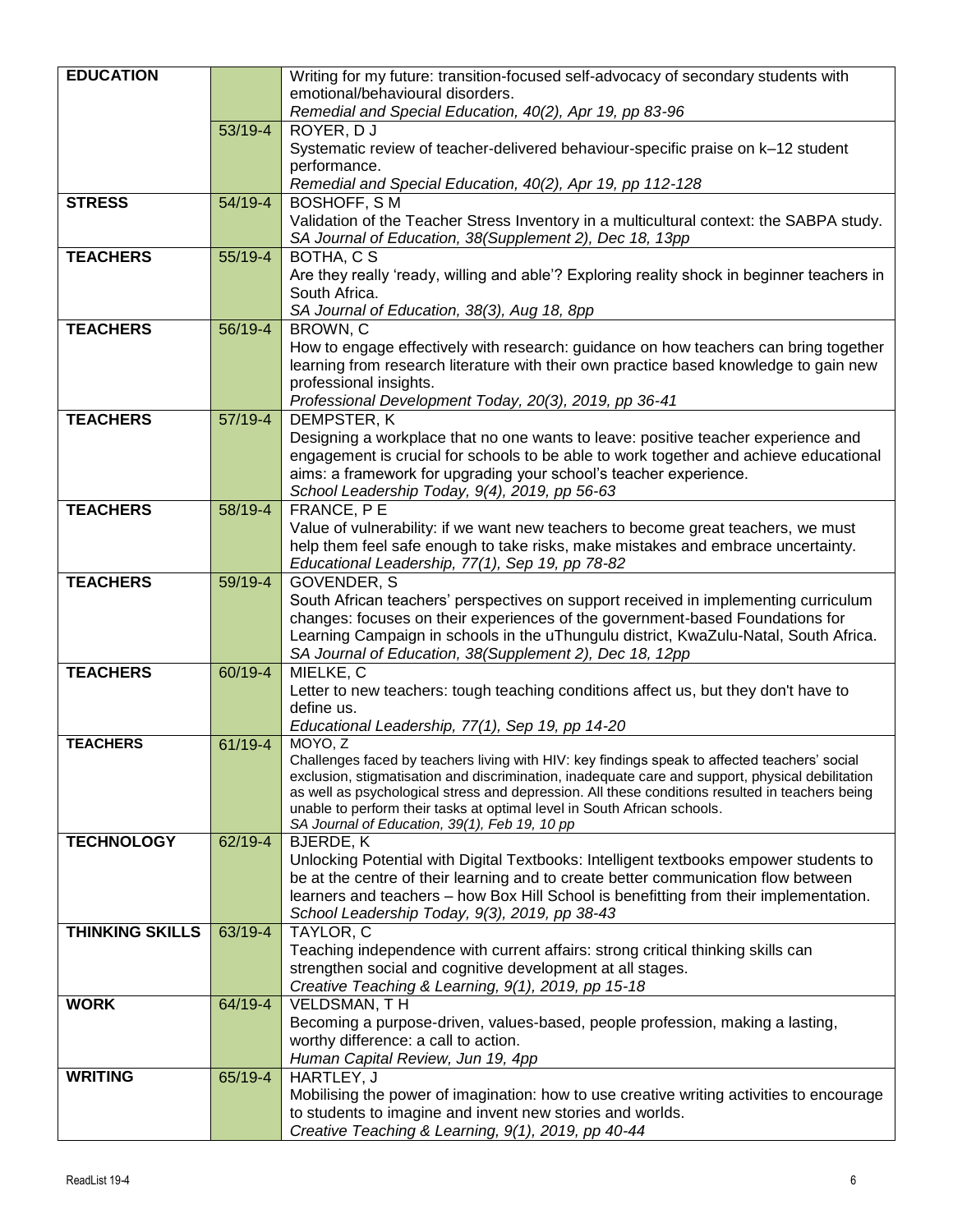| | | |
|---|---|---|
| **EDUCATION** | | Writing for my future: transition-focused self-advocacy of secondary students with emotional/behavioural disorders.<br>*Remedial and Special Education, 40(2), Apr 19, pp 83-96* |
| | 53/19-4 | ROYER, D J<br>Systematic review of teacher-delivered behaviour-specific praise on k–12 student performance.<br>*Remedial and Special Education, 40(2), Apr 19, pp 112-128* |
| **STRESS** | 54/19-4 | BOSHOFF, S M<br>Validation of the Teacher Stress Inventory in a multicultural context: the SABPA study.<br>*SA Journal of Education, 38(Supplement 2), Dec 18, 13pp* |
| **TEACHERS** | 55/19-4 | BOTHA, C S<br>Are they really 'ready, willing and able'? Exploring reality shock in beginner teachers in South Africa.<br>*SA Journal of Education, 38(3), Aug 18, 8pp* |
| **TEACHERS** | 56/19-4 | BROWN, C<br>How to engage effectively with research: guidance on how teachers can bring together learning from research literature with their own practice based knowledge to gain new professional insights.<br>*Professional Development Today, 20(3), 2019, pp 36-41* |
| **TEACHERS** | 57/19-4 | DEMPSTER, K<br>Designing a workplace that no one wants to leave: positive teacher experience and engagement is crucial for schools to be able to work together and achieve educational aims: a framework for upgrading your school's teacher experience.<br>*School Leadership Today, 9(4), 2019, pp 56-63* |
| **TEACHERS** | 58/19-4 | FRANCE, P E<br>Value of vulnerability: if we want new teachers to become great teachers, we must help them feel safe enough to take risks, make mistakes and embrace uncertainty.<br>*Educational Leadership, 77(1), Sep 19, pp 78-82* |
| **TEACHERS** | 59/19-4 | GOVENDER, S<br>South African teachers' perspectives on support received in implementing curriculum changes: focuses on their experiences of the government-based Foundations for Learning Campaign in schools in the uThungulu district, KwaZulu-Natal, South Africa.<br>*SA Journal of Education, 38(Supplement 2), Dec 18, 12pp* |
| **TEACHERS** | 60/19-4 | MIELKE, C<br>Letter to new teachers: tough teaching conditions affect us, but they don't have to define us.<br>*Educational Leadership, 77(1), Sep 19, pp 14-20* |
| **TEACHERS** | 61/19-4 | MOYO, Z<br>Challenges faced by teachers living with HIV: key findings speak to affected teachers' social exclusion, stigmatisation and discrimination, inadequate care and support, physical debilitation as well as psychological stress and depression. All these conditions resulted in teachers being unable to perform their tasks at optimal level in South African schools.<br>*SA Journal of Education, 39(1), Feb 19, 10 pp* |
| **TECHNOLOGY** | 62/19-4 | BJERDE, K<br>Unlocking Potential with Digital Textbooks: Intelligent textbooks empower students to be at the centre of their learning and to create better communication flow between learners and teachers – how Box Hill School is benefitting from their implementation.<br>*School Leadership Today, 9(3), 2019, pp 38-43* |
| **THINKING SKILLS** | 63/19-4 | TAYLOR, C<br>Teaching independence with current affairs: strong critical thinking skills can strengthen social and cognitive development at all stages.<br>*Creative Teaching & Learning, 9(1), 2019, pp 15-18* |
| **WORK** | 64/19-4 | VELDSMAN, T H<br>Becoming a purpose-driven, values-based, people profession, making a lasting, worthy difference: a call to action.<br>*Human Capital Review, Jun 19, 4pp* |
| **WRITING** | 65/19-4 | HARTLEY, J<br>Mobilising the power of imagination: how to use creative writing activities to encourage to students to imagine and invent new stories and worlds.<br>*Creative Teaching & Learning, 9(1), 2019, pp 40-44* |